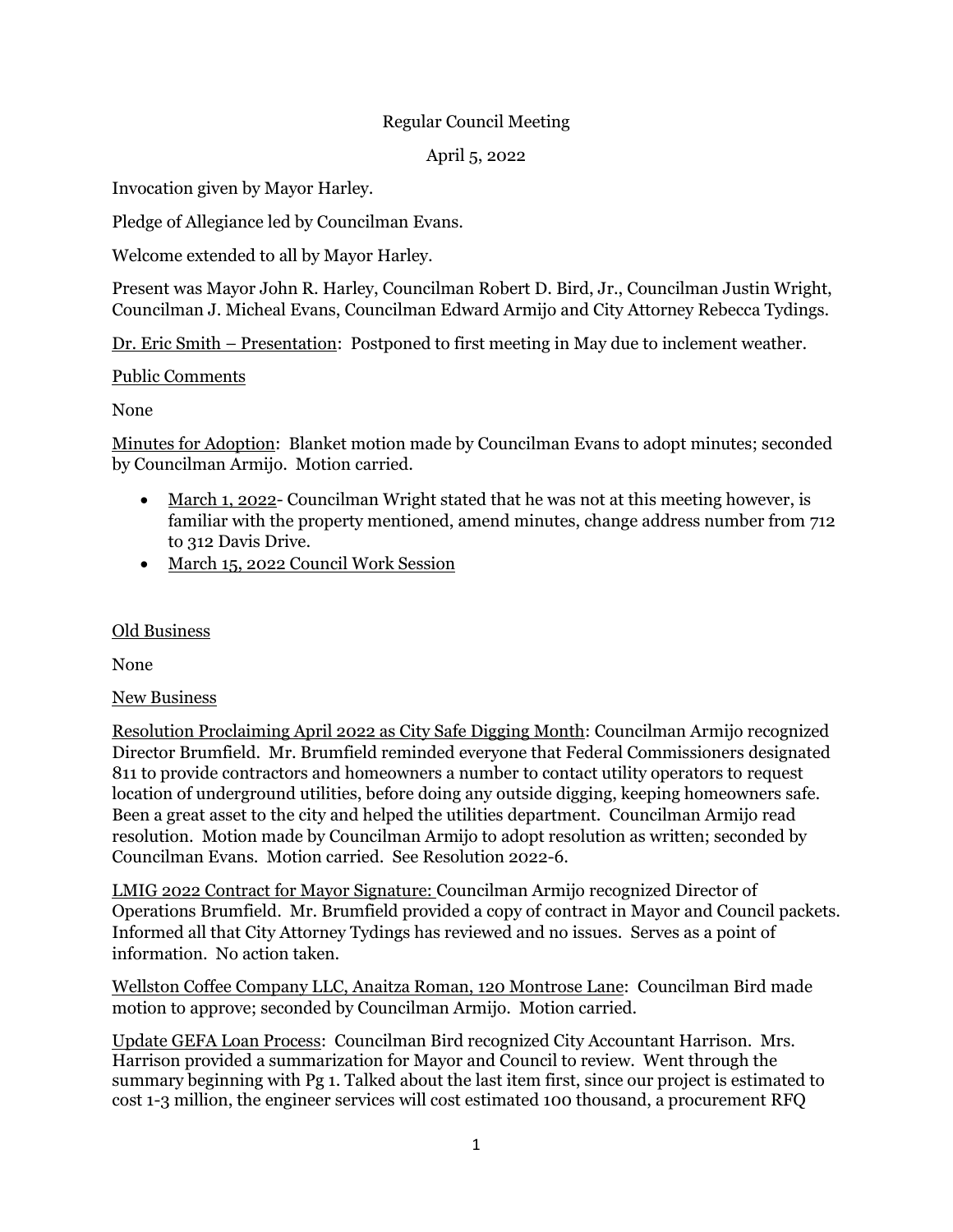Regular Council Meeting

April 5, 2022

Invocation given by Mayor Harley.

Pledge of Allegiance led by Councilman Evans.

Welcome extended to all by Mayor Harley.

Present was Mayor John R. Harley, Councilman Robert D. Bird, Jr., Councilman Justin Wright, Councilman J. Micheal Evans, Councilman Edward Armijo and City Attorney Rebecca Tydings.

<u>Dr. Eric Smith – Presentation</u>: Postponed to first meeting in May due to inclement weather.

<u>Public Comments</u>

None

<u>Minutes for Adoption</u>: Blanket motion made by Councilman Evans to adopt minutes; seconded by Councilman Armijo. Motion carried.

- <u>March 1, 2022</u>- Councilman Wright stated that he was not at this meeting however, is familiar with the property mentioned, amend minutes, change address number from 712 to 312 Davis Drive.
- <u>March 15, 2022 Council Work Session</u>

<u>Old Business</u>

None

<u>New Business</u>

<u>Resolution Proclaiming April 2022 as City Safe Digging Month</u>: Councilman Armijo recognized Director Brumfield. Mr. Brumfield reminded everyone that Federal Commissioners designated 811 to provide contractors and homeowners a number to contact utility operators to request location of underground utilities, before doing any outside digging, keeping homeowners safe. Been a great asset to the city and helped the utilities department. Councilman Armijo read resolution. Motion made by Councilman Armijo to adopt resolution as written; seconded by Councilman Evans. Motion carried. See Resolution 2022-6.

<u>LMIG 2022 Contract for Mayor Signature:</u> Councilman Armijo recognized Director of Operations Brumfield. Mr. Brumfield provided a copy of contract in Mayor and Council packets. Informed all that City Attorney Tydings has reviewed and no issues. Serves as a point of information. No action taken.

<u>Wellston Coffee Company LLC, Anaitza Roman, 120 Montrose Lane</u>: Councilman Bird made motion to approve; seconded by Councilman Armijo. Motion carried.

<u>Update GEFA Loan Process</u>: Councilman Bird recognized City Accountant Harrison. Mrs. Harrison provided a summarization for Mayor and Council to review. Went through the summary beginning with Pg 1. Talked about the last item first, since our project is estimated to cost 1-3 million, the engineer services will cost estimated 100 thousand, a procurement RFQ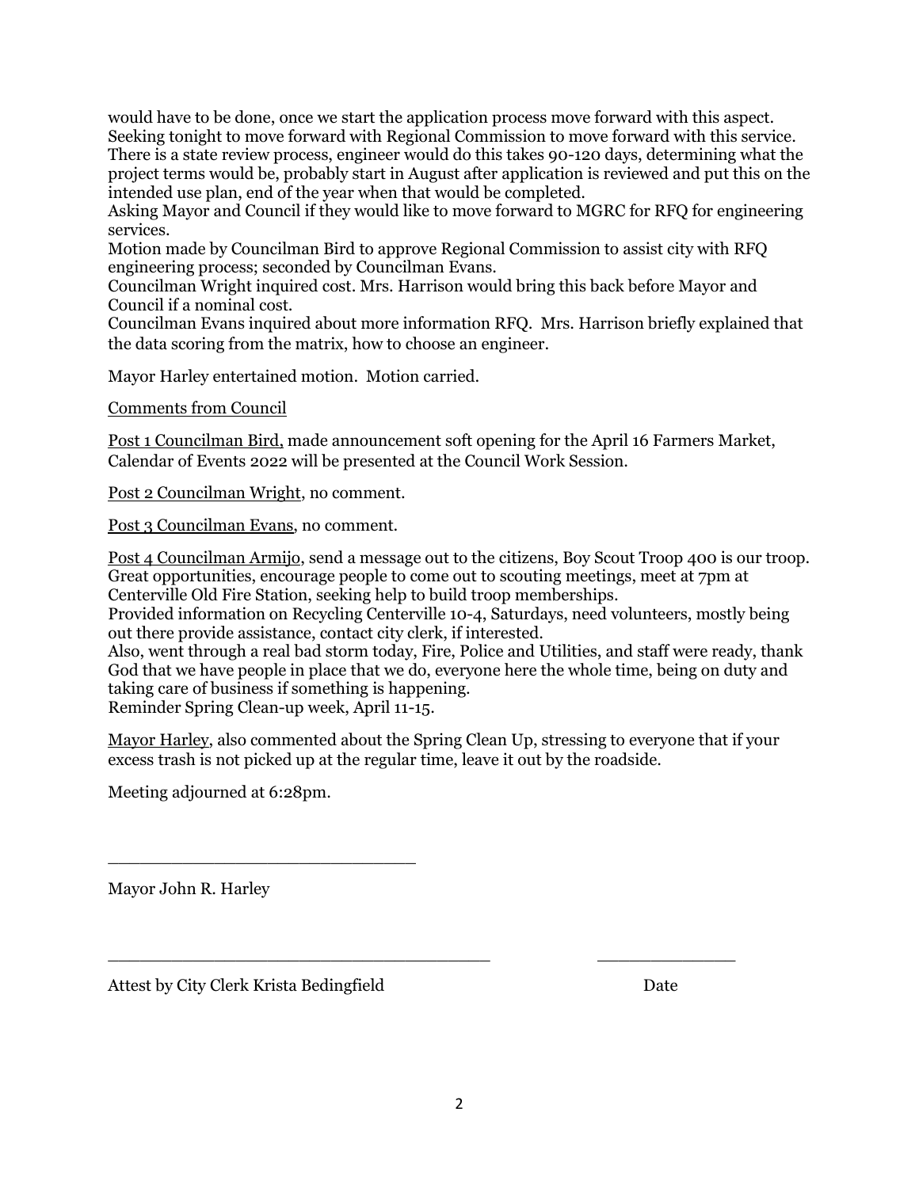would have to be done, once we start the application process move forward with this aspect. Seeking tonight to move forward with Regional Commission to move forward with this service. There is a state review process, engineer would do this takes 90-120 days, determining what the project terms would be, probably start in August after application is reviewed and put this on the intended use plan, end of the year when that would be completed.
Asking Mayor and Council if they would like to move forward to MGRC for RFQ for engineering services.
Motion made by Councilman Bird to approve Regional Commission to assist city with RFQ engineering process; seconded by Councilman Evans.
Councilman Wright inquired cost. Mrs. Harrison would bring this back before Mayor and Council if a nominal cost.
Councilman Evans inquired about more information RFQ. Mrs. Harrison briefly explained that the data scoring from the matrix, how to choose an engineer.

Mayor Harley entertained motion. Motion carried.

Comments from Council

Post 1 Councilman Bird, made announcement soft opening for the April 16 Farmers Market, Calendar of Events 2022 will be presented at the Council Work Session.

Post 2 Councilman Wright, no comment.

Post 3 Councilman Evans, no comment.

Post 4 Councilman Armijo, send a message out to the citizens, Boy Scout Troop 400 is our troop. Great opportunities, encourage people to come out to scouting meetings, meet at 7pm at Centerville Old Fire Station, seeking help to build troop memberships.
Provided information on Recycling Centerville 10-4, Saturdays, need volunteers, mostly being out there provide assistance, contact city clerk, if interested.
Also, went through a real bad storm today, Fire, Police and Utilities, and staff were ready, thank God that we have people in place that we do, everyone here the whole time, being on duty and taking care of business if something is happening.
Reminder Spring Clean-up week, April 11-15.

Mayor Harley, also commented about the Spring Clean Up, stressing to everyone that if your excess trash is not picked up at the regular time, leave it out by the roadside.

Meeting adjourned at 6:28pm.

______________________________

Mayor John R. Harley

______________________________________ ______________

Attest by City Clerk Krista Bedingfield Date